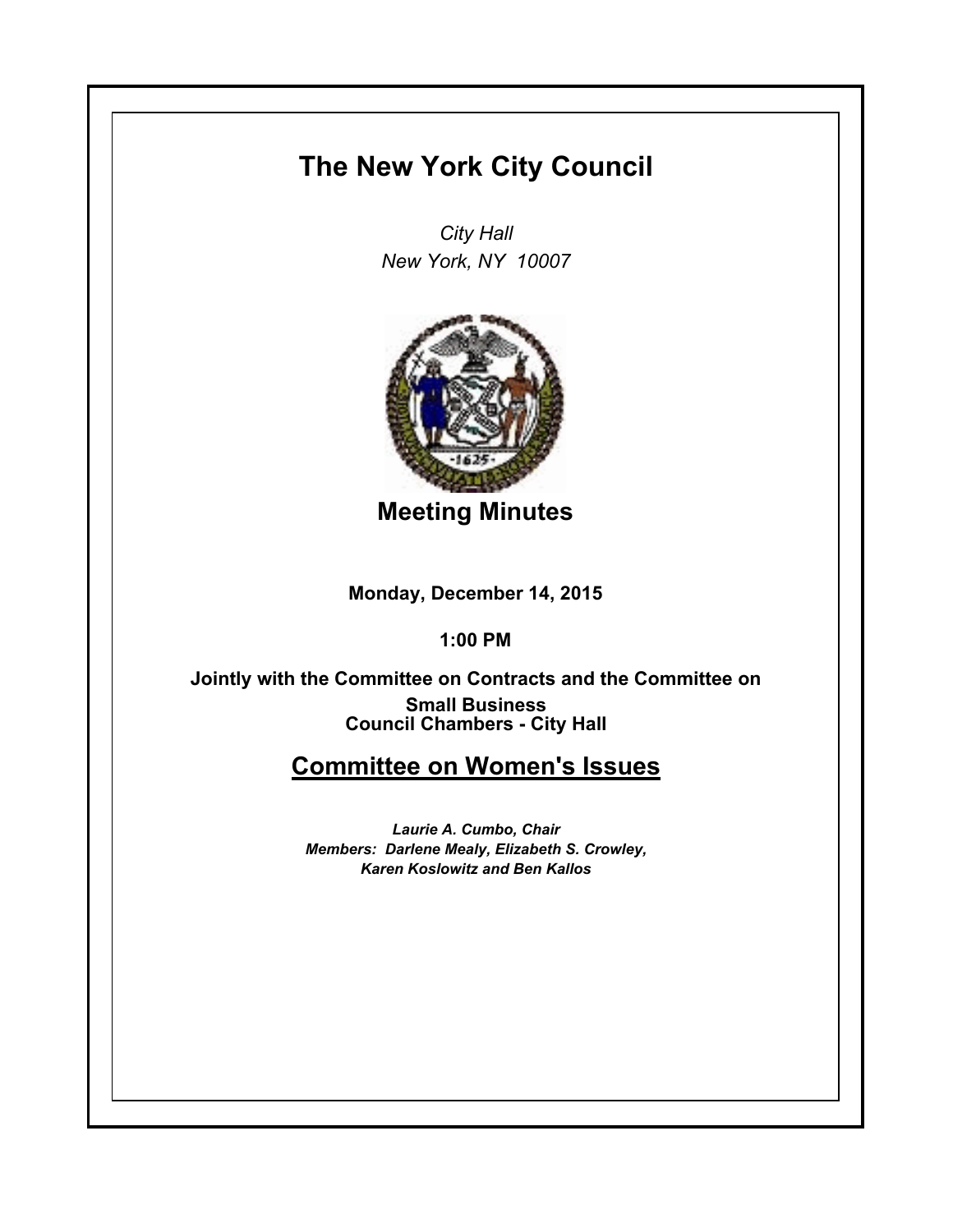# The New York City Council

*City Hall*
*New York, NY 10007*

## Meeting Minutes

**Monday, December 14, 2015**

**1:00 PM**

**Jointly with the Committee on Contracts and the Committee on Small Business**
**Council Chambers - City Hall**

## Committee on Women's Issues

***Laurie A. Cumbo, Chair***
***Members: Darlene Mealy, Elizabeth S. Crowley, Karen Koslowitz and Ben Kallos***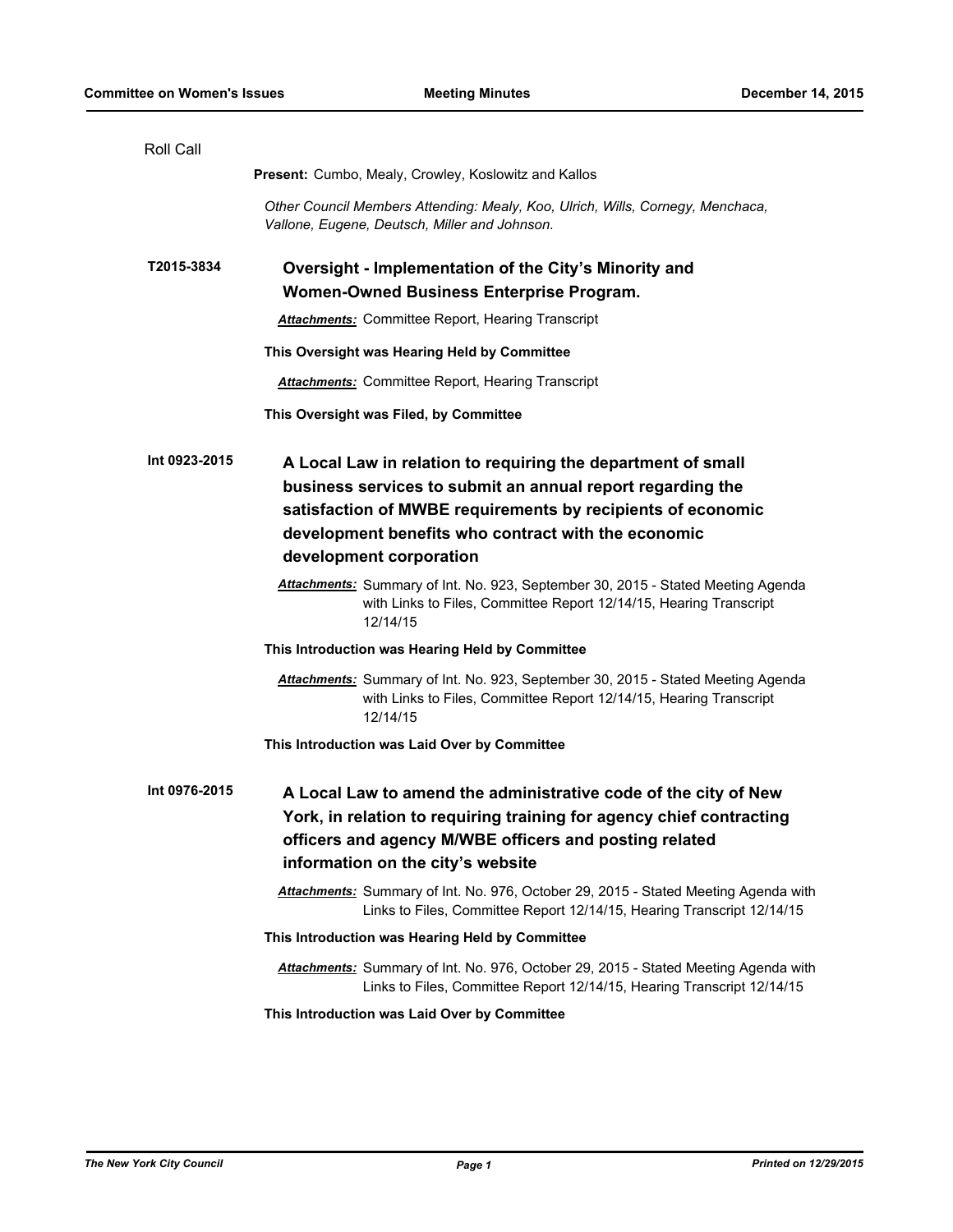Roll Call

**Present:** Cumbo, Mealy, Crowley, Koslowitz and Kallos

*Other Council Members Attending: Mealy, Koo, Ulrich, Wills, Cornegy, Menchaca, Vallone, Eugene, Deutsch, Miller and Johnson.*

**T2015-3834** **Oversight - Implementation of the City's Minority and Women-Owned Business Enterprise Program.**

***Attachments:*** Committee Report, Hearing Transcript

**This Oversight was Hearing Held by Committee**

***Attachments:*** Committee Report, Hearing Transcript

**This Oversight was Filed, by Committee**

**Int 0923-2015** **A Local Law in relation to requiring the department of small business services to submit an annual report regarding the satisfaction of MWBE requirements by recipients of economic development benefits who contract with the economic development corporation**

***Attachments:*** Summary of Int. No. 923, September 30, 2015 - Stated Meeting Agenda with Links to Files, Committee Report 12/14/15, Hearing Transcript 12/14/15

**This Introduction was Hearing Held by Committee**

***Attachments:*** Summary of Int. No. 923, September 30, 2015 - Stated Meeting Agenda with Links to Files, Committee Report 12/14/15, Hearing Transcript 12/14/15

**This Introduction was Laid Over by Committee**

**Int 0976-2015** **A Local Law to amend the administrative code of the city of New York, in relation to requiring training for agency chief contracting officers and agency M/WBE officers and posting related information on the city's website**

***Attachments:*** Summary of Int. No. 976, October 29, 2015 - Stated Meeting Agenda with Links to Files, Committee Report 12/14/15, Hearing Transcript 12/14/15

**This Introduction was Hearing Held by Committee**

***Attachments:*** Summary of Int. No. 976, October 29, 2015 - Stated Meeting Agenda with Links to Files, Committee Report 12/14/15, Hearing Transcript 12/14/15

**This Introduction was Laid Over by Committee**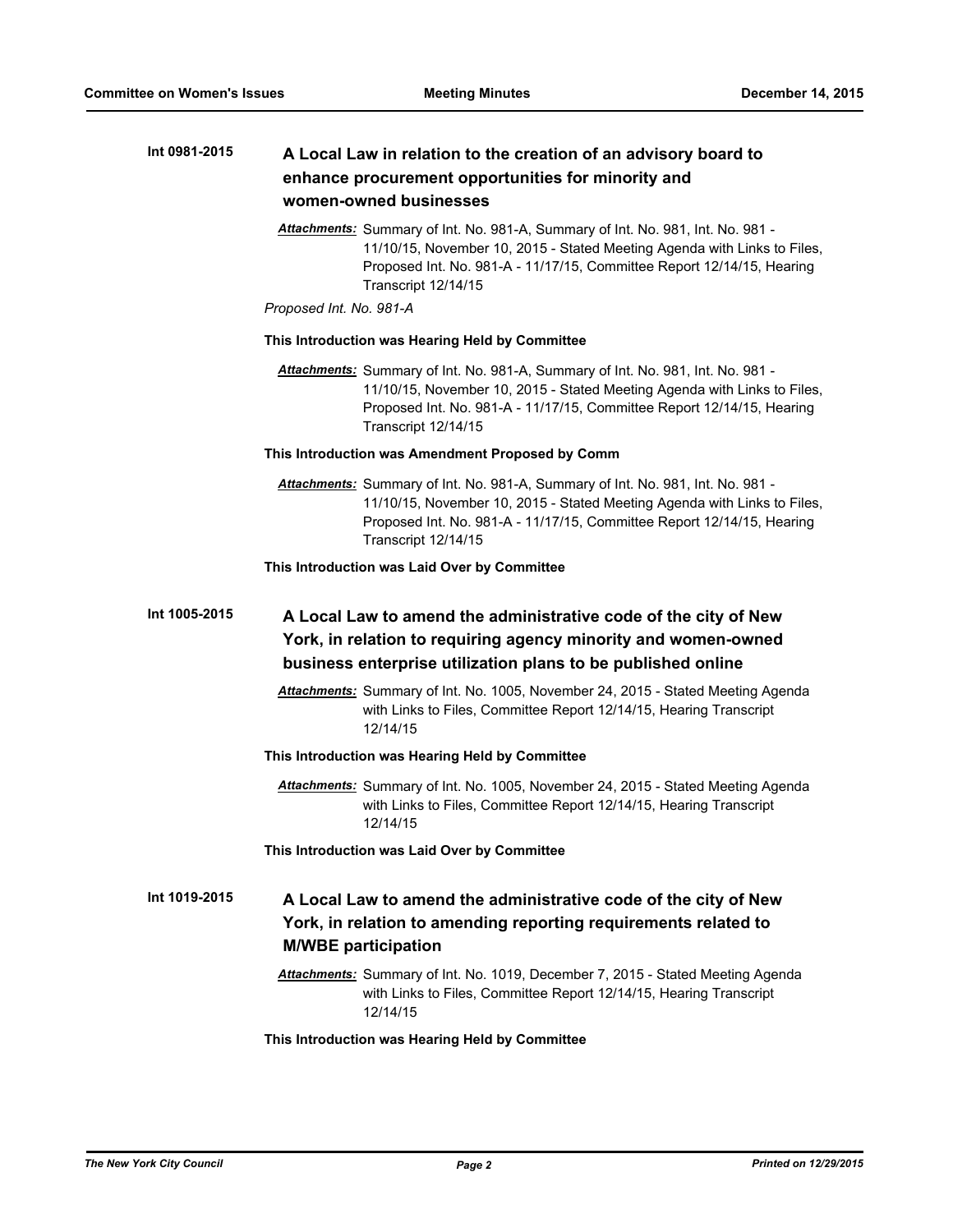**Int 0981-2015** **A Local Law in relation to the creation of an advisory board to enhance procurement opportunities for minority and women-owned businesses**

***Attachments:*** Summary of Int. No. 981-A, Summary of Int. No. 981, Int. No. 981 - 11/10/15, November 10, 2015 - Stated Meeting Agenda with Links to Files, Proposed Int. No. 981-A - 11/17/15, Committee Report 12/14/15, Hearing Transcript 12/14/15

*Proposed Int. No. 981-A*

**This Introduction was Hearing Held by Committee**

***Attachments:*** Summary of Int. No. 981-A, Summary of Int. No. 981, Int. No. 981 - 11/10/15, November 10, 2015 - Stated Meeting Agenda with Links to Files, Proposed Int. No. 981-A - 11/17/15, Committee Report 12/14/15, Hearing Transcript 12/14/15

**This Introduction was Amendment Proposed by Comm**

***Attachments:*** Summary of Int. No. 981-A, Summary of Int. No. 981, Int. No. 981 - 11/10/15, November 10, 2015 - Stated Meeting Agenda with Links to Files, Proposed Int. No. 981-A - 11/17/15, Committee Report 12/14/15, Hearing Transcript 12/14/15

**This Introduction was Laid Over by Committee**

**Int 1005-2015** **A Local Law to amend the administrative code of the city of New York, in relation to requiring agency minority and women-owned business enterprise utilization plans to be published online**

***Attachments:*** Summary of Int. No. 1005, November 24, 2015 - Stated Meeting Agenda with Links to Files, Committee Report 12/14/15, Hearing Transcript 12/14/15

**This Introduction was Hearing Held by Committee**

***Attachments:*** Summary of Int. No. 1005, November 24, 2015 - Stated Meeting Agenda with Links to Files, Committee Report 12/14/15, Hearing Transcript 12/14/15

**This Introduction was Laid Over by Committee**

**Int 1019-2015** **A Local Law to amend the administrative code of the city of New York, in relation to amending reporting requirements related to M/WBE participation**

***Attachments:*** Summary of Int. No. 1019, December 7, 2015 - Stated Meeting Agenda with Links to Files, Committee Report 12/14/15, Hearing Transcript 12/14/15

**This Introduction was Hearing Held by Committee**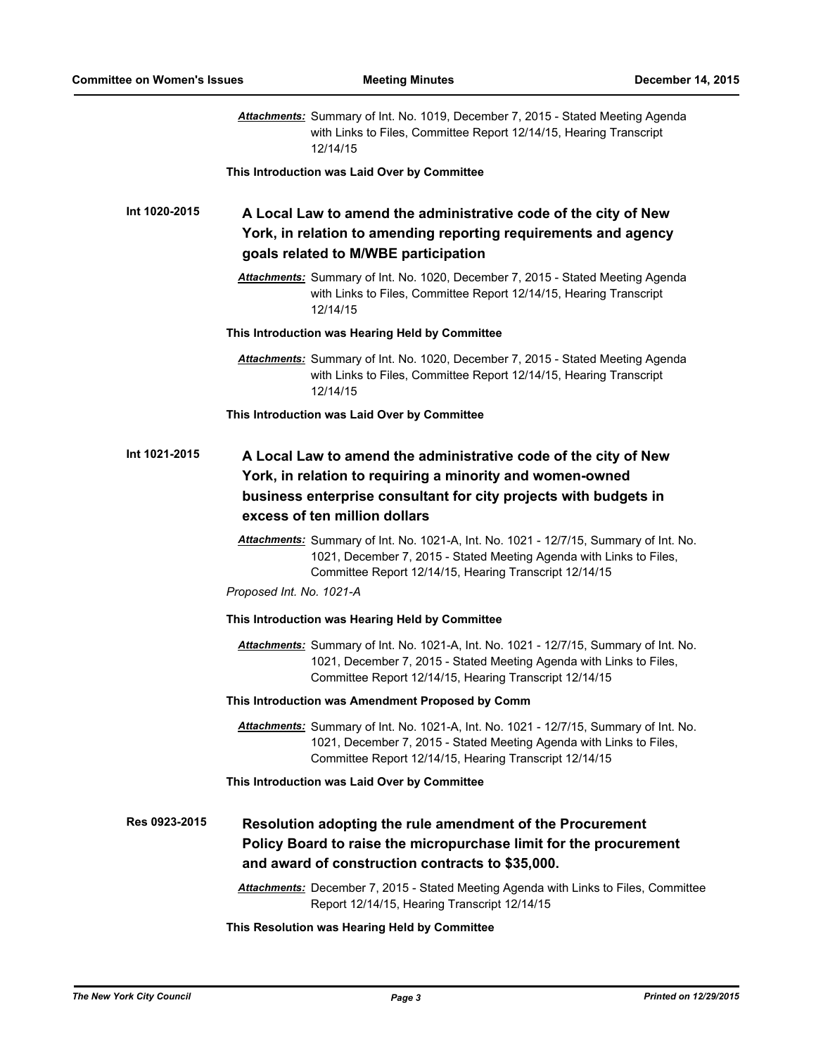***Attachments:*** Summary of Int. No. 1019, December 7, 2015 - Stated Meeting Agenda with Links to Files, Committee Report 12/14/15, Hearing Transcript 12/14/15

**This Introduction was Laid Over by Committee**

**Int 1020-2015** **A Local Law to amend the administrative code of the city of New York, in relation to amending reporting requirements and agency goals related to M/WBE participation**

***Attachments:*** Summary of Int. No. 1020, December 7, 2015 - Stated Meeting Agenda with Links to Files, Committee Report 12/14/15, Hearing Transcript 12/14/15

**This Introduction was Hearing Held by Committee**

***Attachments:*** Summary of Int. No. 1020, December 7, 2015 - Stated Meeting Agenda with Links to Files, Committee Report 12/14/15, Hearing Transcript 12/14/15

**This Introduction was Laid Over by Committee**

**Int 1021-2015** **A Local Law to amend the administrative code of the city of New York, in relation to requiring a minority and women-owned business enterprise consultant for city projects with budgets in excess of ten million dollars**

***Attachments:*** Summary of Int. No. 1021-A, Int. No. 1021 - 12/7/15, Summary of Int. No. 1021, December 7, 2015 - Stated Meeting Agenda with Links to Files, Committee Report 12/14/15, Hearing Transcript 12/14/15

*Proposed Int. No. 1021-A*

**This Introduction was Hearing Held by Committee**

***Attachments:*** Summary of Int. No. 1021-A, Int. No. 1021 - 12/7/15, Summary of Int. No. 1021, December 7, 2015 - Stated Meeting Agenda with Links to Files, Committee Report 12/14/15, Hearing Transcript 12/14/15

**This Introduction was Amendment Proposed by Comm**

***Attachments:*** Summary of Int. No. 1021-A, Int. No. 1021 - 12/7/15, Summary of Int. No. 1021, December 7, 2015 - Stated Meeting Agenda with Links to Files, Committee Report 12/14/15, Hearing Transcript 12/14/15

**This Introduction was Laid Over by Committee**

**Res 0923-2015** **Resolution adopting the rule amendment of the Procurement Policy Board to raise the micropurchase limit for the procurement and award of construction contracts to $35,000.**

***Attachments:*** December 7, 2015 - Stated Meeting Agenda with Links to Files, Committee Report 12/14/15, Hearing Transcript 12/14/15

**This Resolution was Hearing Held by Committee**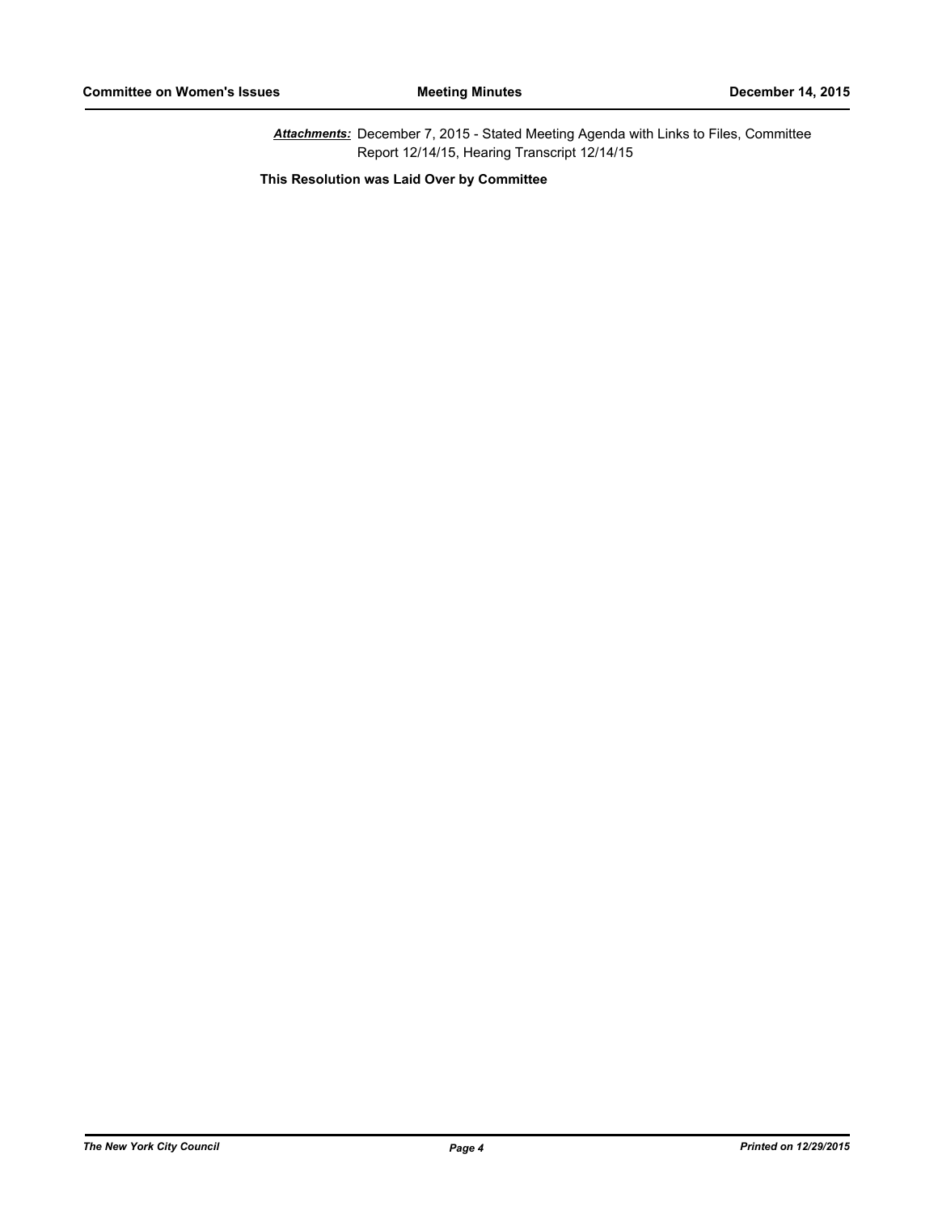***Attachments:*** December 7, 2015 - Stated Meeting Agenda with Links to Files, Committee Report 12/14/15, Hearing Transcript 12/14/15

**This Resolution was Laid Over by Committee**